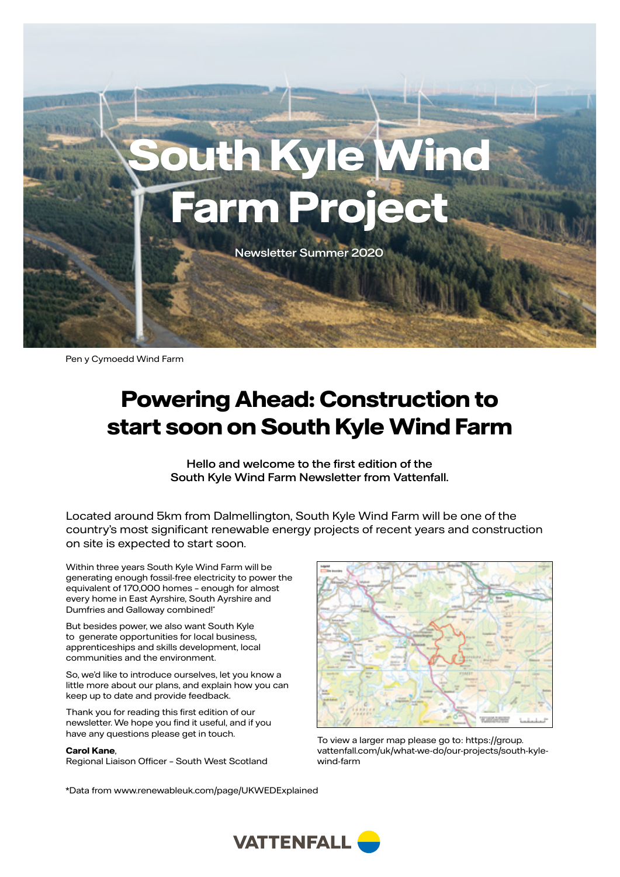# South Kyle Wind Farm Project

Newsletter Summer 2020

Pen y Cymoedd Wind Farm

## Powering Ahead: Construction to start soon on South Kyle Wind Farm

**Hello and welcome to the first edition of the South Kyle Wind Farm Newsletter from Vattenfall.**

Located around 5km from Dalmellington, South Kyle Wind Farm will be one of the country's most significant renewable energy projects of recent years and construction on site is expected to start soon.

Within three years South Kyle Wind Farm will be generating enough fossil-free electricity to power the equivalent of 170,000 homes – enough for almost every home in East Ayrshire, South Ayrshire and Dumfries and Galloway combined!*

But besides power, we also want South Kyle to generate opportunities for local business, apprenticeships and skills development, local communities and the environment.

So, we'd like to introduce ourselves, let you know a little more about our plans, and explain how you can keep up to date and provide feedback.

Thank you for reading this first edition of our newsletter. We hope you find it useful, and if you have any questions please get in touch.

**Carol Kane**,
Regional Liaison Officer – South West Scotland

To view a larger map please go to: https://group.vattenfall.com/uk/what-we-do/our-projects/south-kyle-wind-farm

*Data from www.renewableuk.com/page/UKWEDExplained

VATTENFALL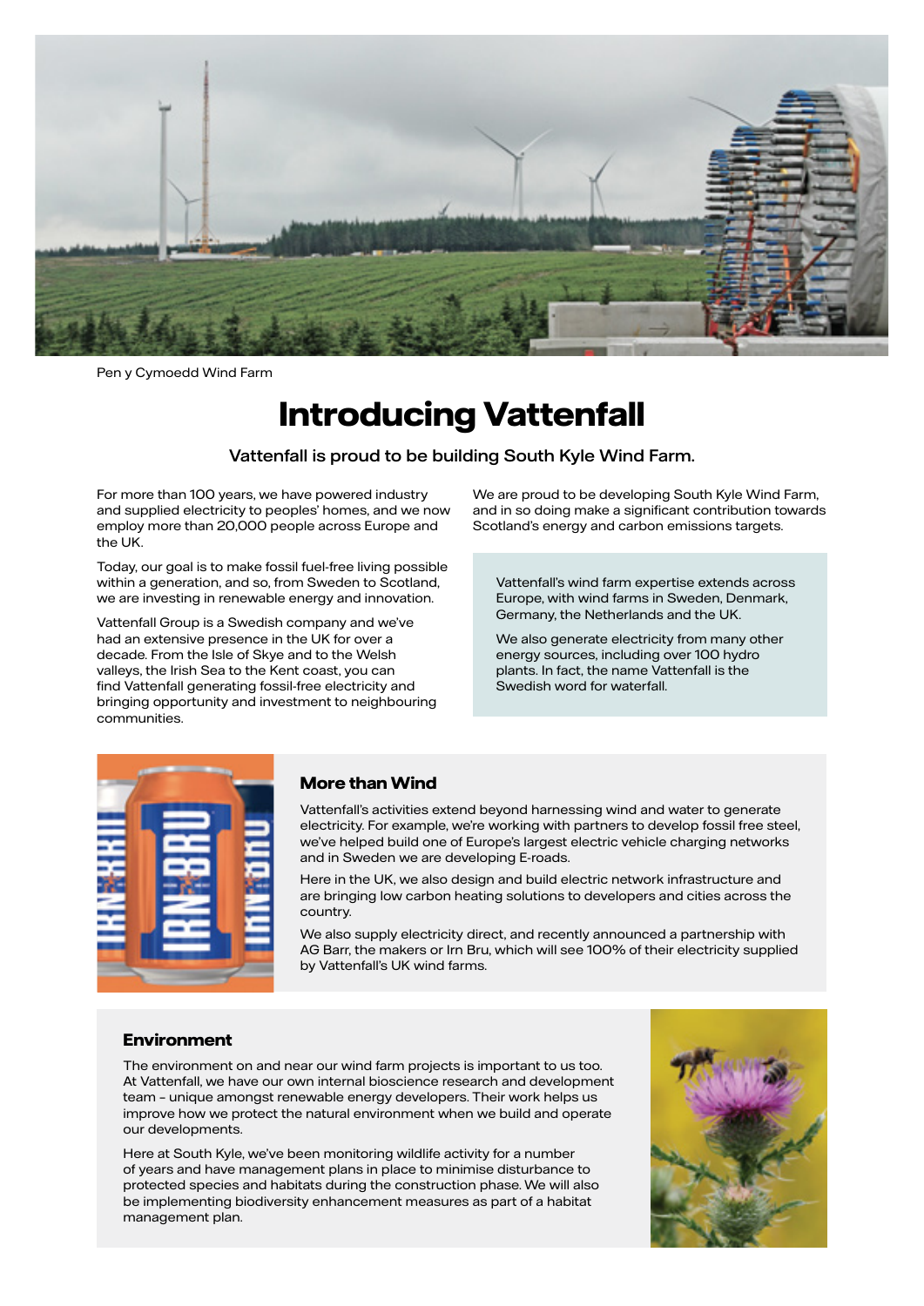Pen y Cymoedd Wind Farm

# Introducing Vattenfall

**Vattenfall is proud to be building South Kyle Wind Farm.**

For more than 100 years, we have powered industry and supplied electricity to peoples' homes, and we now employ more than 20,000 people across Europe and the UK.

Today, our goal is to make fossil fuel-free living possible within a generation, and so, from Sweden to Scotland, we are investing in renewable energy and innovation.

Vattenfall Group is a Swedish company and we've had an extensive presence in the UK for over a decade. From the Isle of Skye and to the Welsh valleys, the Irish Sea to the Kent coast, you can find Vattenfall generating fossil-free electricity and bringing opportunity and investment to neighbouring communities.

We are proud to be developing South Kyle Wind Farm, and in so doing make a significant contribution towards Scotland's energy and carbon emissions targets.

Vattenfall's wind farm expertise extends across Europe, with wind farms in Sweden, Denmark, Germany, the Netherlands and the UK.

We also generate electricity from many other energy sources, including over 100 hydro plants. In fact, the name Vattenfall is the Swedish word for waterfall.

## More than Wind

Vattenfall's activities extend beyond harnessing wind and water to generate electricity. For example, we're working with partners to develop fossil free steel, we've helped build one of Europe's largest electric vehicle charging networks and in Sweden we are developing E-roads.

Here in the UK, we also design and build electric network infrastructure and are bringing low carbon heating solutions to developers and cities across the country.

We also supply electricity direct, and recently announced a partnership with AG Barr, the makers or Irn Bru, which will see 100% of their electricity supplied by Vattenfall's UK wind farms.

## Environment

The environment on and near our wind farm projects is important to us too. At Vattenfall, we have our own internal bioscience research and development team – unique amongst renewable energy developers. Their work helps us improve how we protect the natural environment when we build and operate our developments.

Here at South Kyle, we've been monitoring wildlife activity for a number of years and have management plans in place to minimise disturbance to protected species and habitats during the construction phase. We will also be implementing biodiversity enhancement measures as part of a habitat management plan.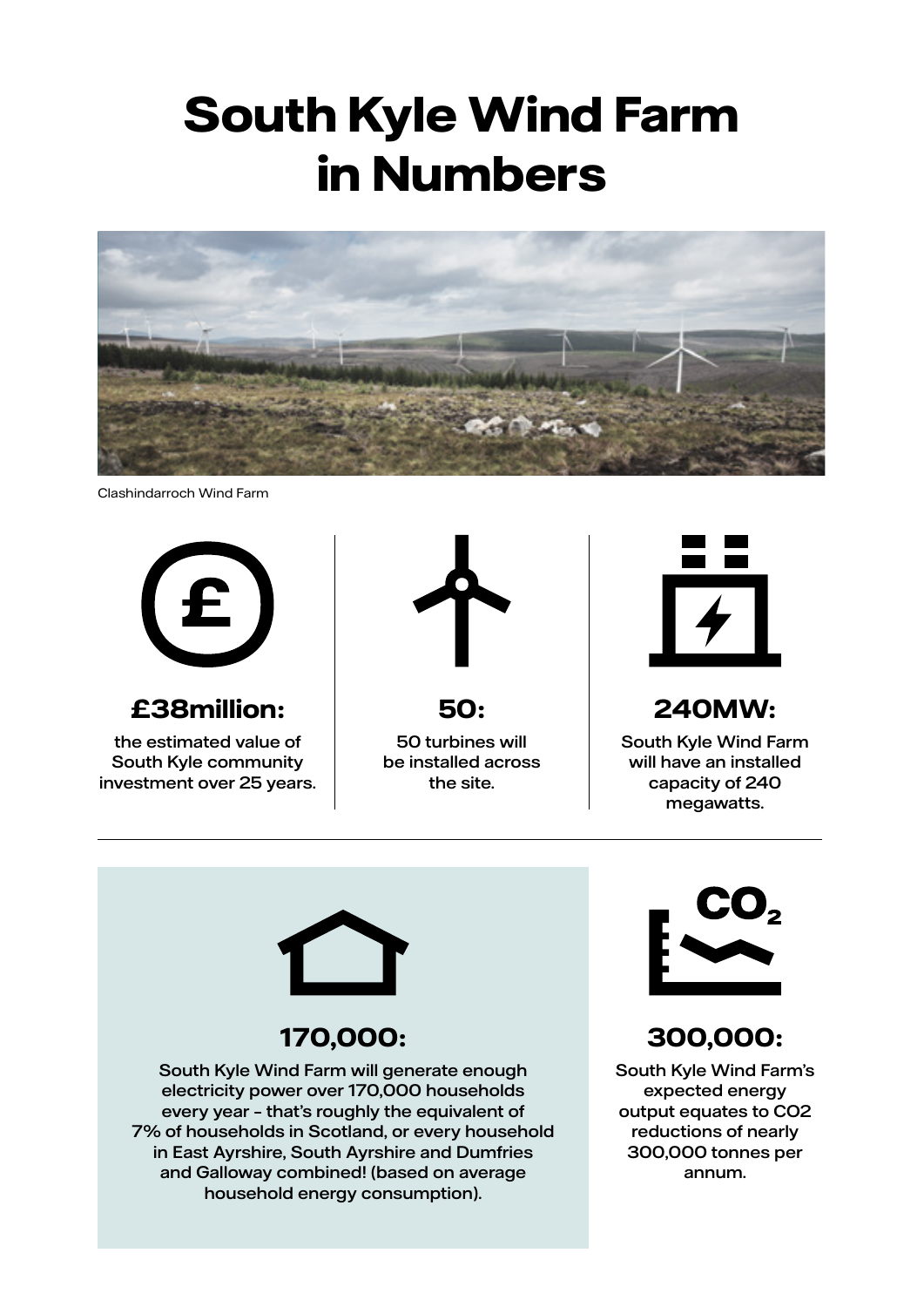# South Kyle Wind Farm in Numbers

Clashindarroch Wind Farm

## £38million:

the estimated value of South Kyle community investment over 25 years.

## 50:

50 turbines will be installed across the site.

## 240MW:

South Kyle Wind Farm will have an installed capacity of 240 megawatts.

## 170,000:

South Kyle Wind Farm will generate enough electricity power over 170,000 households every year – that's roughly the equivalent of 7% of households in Scotland, or every household in East Ayrshire, South Ayrshire and Dumfries and Galloway combined! (based on average household energy consumption).

## 300,000:

South Kyle Wind Farm's expected energy output equates to $CO_2$ reductions of nearly 300,000 tonnes per annum.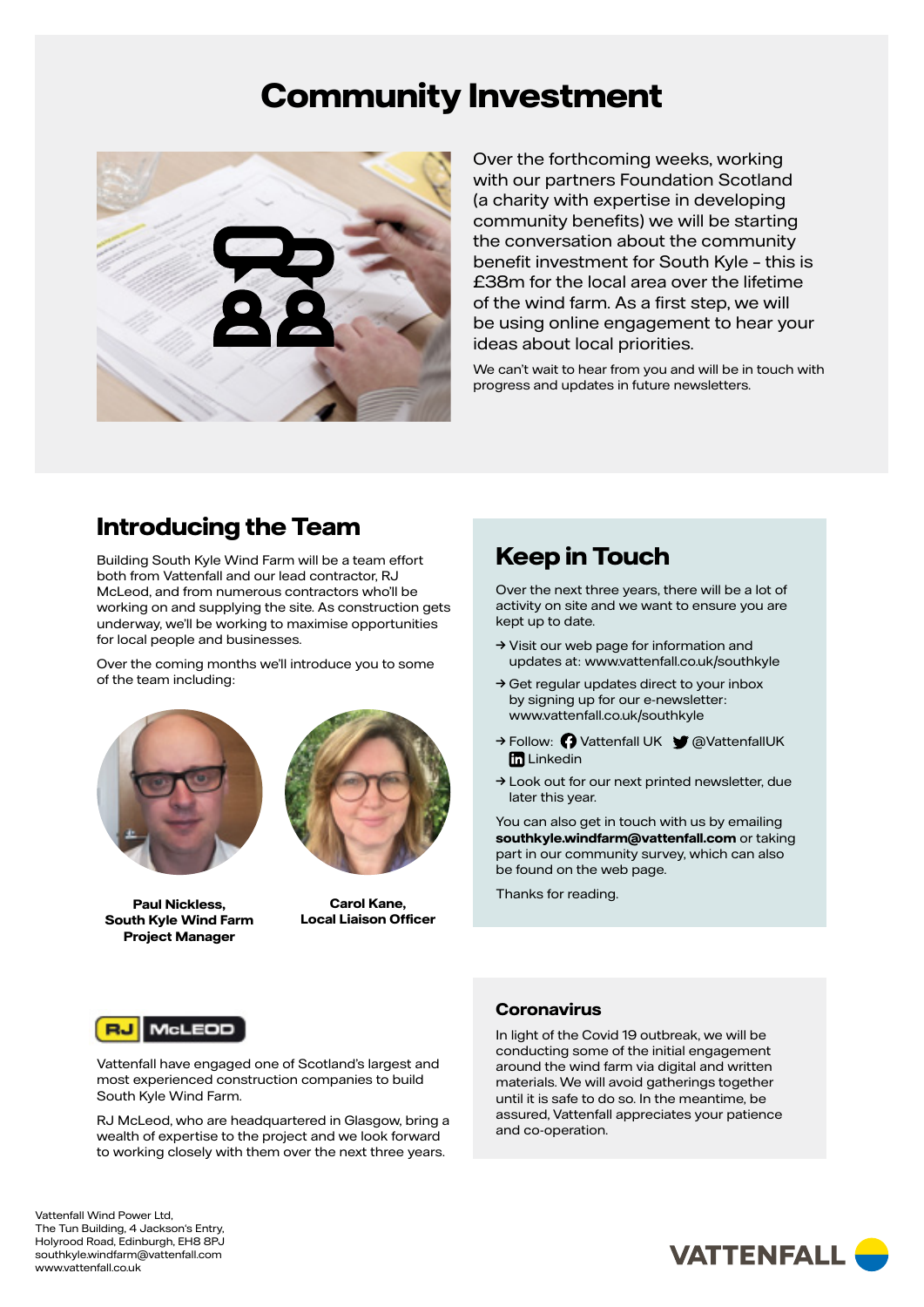# Community Investment

Over the forthcoming weeks, working with our partners Foundation Scotland (a charity with expertise in developing community benefits) we will be starting the conversation about the community benefit investment for South Kyle – this is £38m for the local area over the lifetime of the wind farm. As a first step, we will be using online engagement to hear your ideas about local priorities.

We can't wait to hear from you and will be in touch with progress and updates in future newsletters.

## Introducing the Team

Building South Kyle Wind Farm will be a team effort both from Vattenfall and our lead contractor, RJ McLeod, and from numerous contractors who'll be working on and supplying the site. As construction gets underway, we'll be working to maximise opportunities for local people and businesses.

Over the coming months we'll introduce you to some of the team including:

**Paul Nickless, South Kyle Wind Farm Project Manager**

**Carol Kane, Local Liaison Officer**

RJ McLEOD

Vattenfall have engaged one of Scotland's largest and most experienced construction companies to build South Kyle Wind Farm.

RJ McLeod, who are headquartered in Glasgow, bring a wealth of expertise to the project and we look forward to working closely with them over the next three years.

## Keep in Touch

Over the next three years, there will be a lot of activity on site and we want to ensure you are kept up to date.

- → Visit our web page for information and updates at: www.vattenfall.co.uk/southkyle
- → Get regular updates direct to your inbox by signing up for our e-newsletter: www.vattenfall.co.uk/southkyle
- → Follow: Vattenfall UK @VattenfallUK Linkedin
- → Look out for our next printed newsletter, due later this year.

You can also get in touch with us by emailing **southkyle.windfarm@vattenfall.com** or taking part in our community survey, which can also be found on the web page.

Thanks for reading.

### Coronavirus

In light of the Covid 19 outbreak, we will be conducting some of the initial engagement around the wind farm via digital and written materials. We will avoid gatherings together until it is safe to do so. In the meantime, be assured, Vattenfall appreciates your patience and co-operation.

Vattenfall Wind Power Ltd,
The Tun Building, 4 Jackson's Entry,
Holyrood Road, Edinburgh, EH8 8PJ
southkyle.windfarm@vattenfall.com
www.vattenfall.co.uk

VATTENFALL